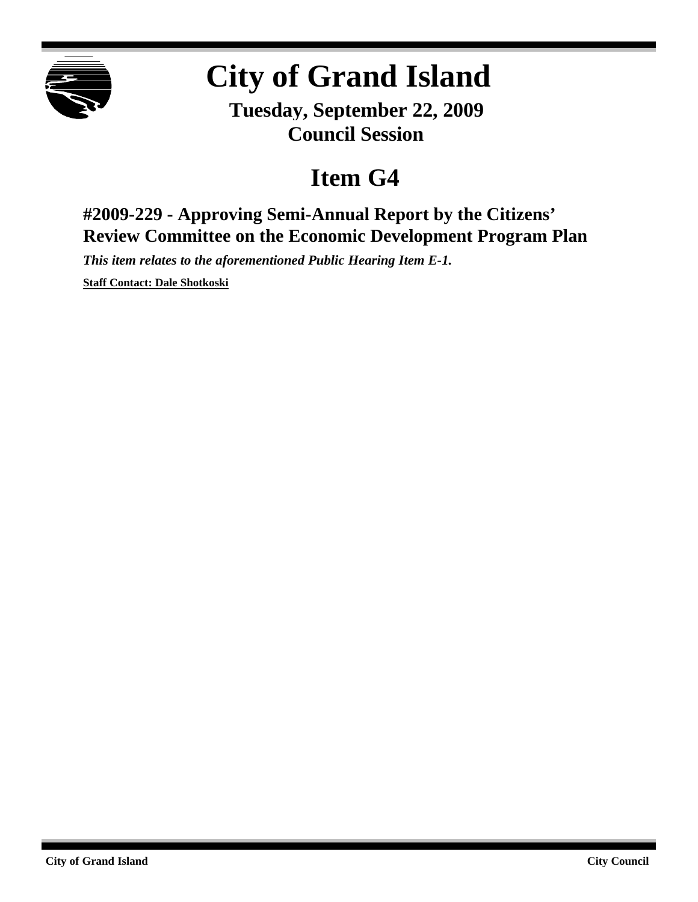# City of Grand Island

**Tuesday, September 22, 2009**
**Council Session**

## Item G4

### #2009-229 - Approving Semi-Annual Report by the Citizens' Review Committee on the Economic Development Program Plan

***This item relates to the aforementioned Public Hearing Item E-1.***

**Staff Contact: Dale Shotkoski**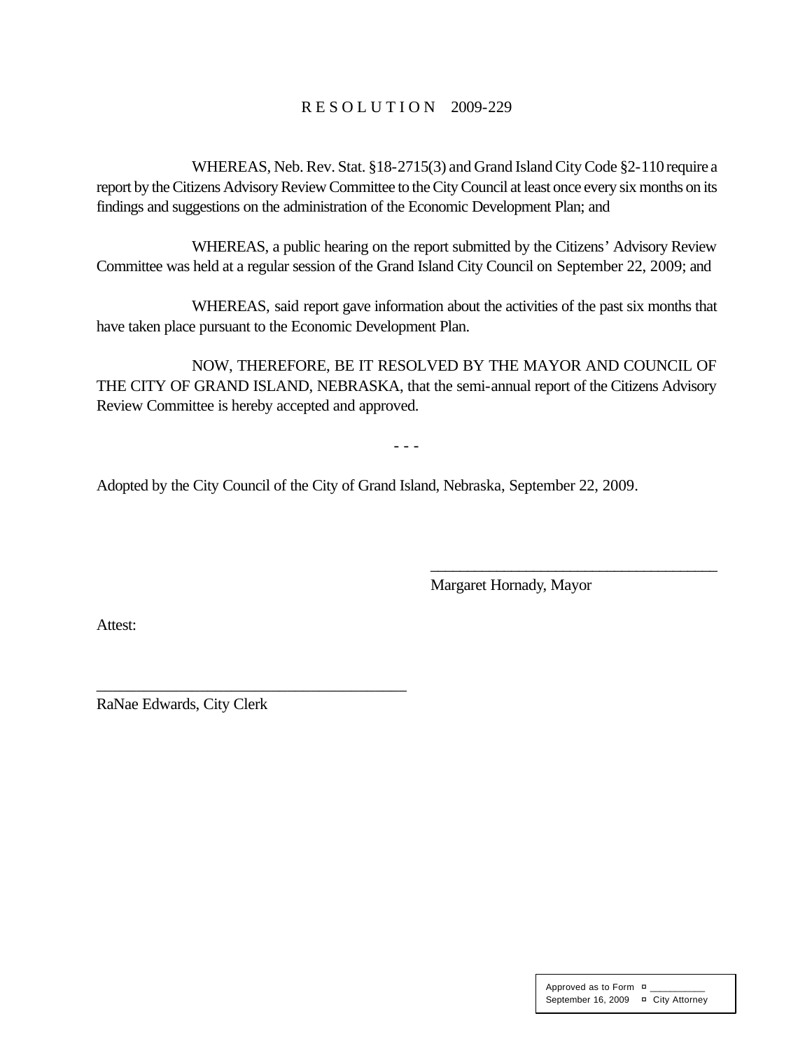# R E S O L U T I O N 2009-229

WHEREAS, Neb. Rev. Stat. §18-2715(3) and Grand Island City Code §2-110 require a report by the Citizens Advisory Review Committee to the City Council at least once every six months on its findings and suggestions on the administration of the Economic Development Plan; and

WHEREAS, a public hearing on the report submitted by the Citizens' Advisory Review Committee was held at a regular session of the Grand Island City Council on September 22, 2009; and

WHEREAS, said report gave information about the activities of the past six months that have taken place pursuant to the Economic Development Plan.

NOW, THEREFORE, BE IT RESOLVED BY THE MAYOR AND COUNCIL OF THE CITY OF GRAND ISLAND, NEBRASKA, that the semi-annual report of the Citizens Advisory Review Committee is hereby accepted and approved.

- - -

Adopted by the City Council of the City of Grand Island, Nebraska, September 22, 2009.

_____________________________________
Margaret Hornady, Mayor

Attest:

_____________________________________
RaNae Edwards, City Clerk

Approved as to Form ¤ __________
September 16, 2009 ¤ City Attorney